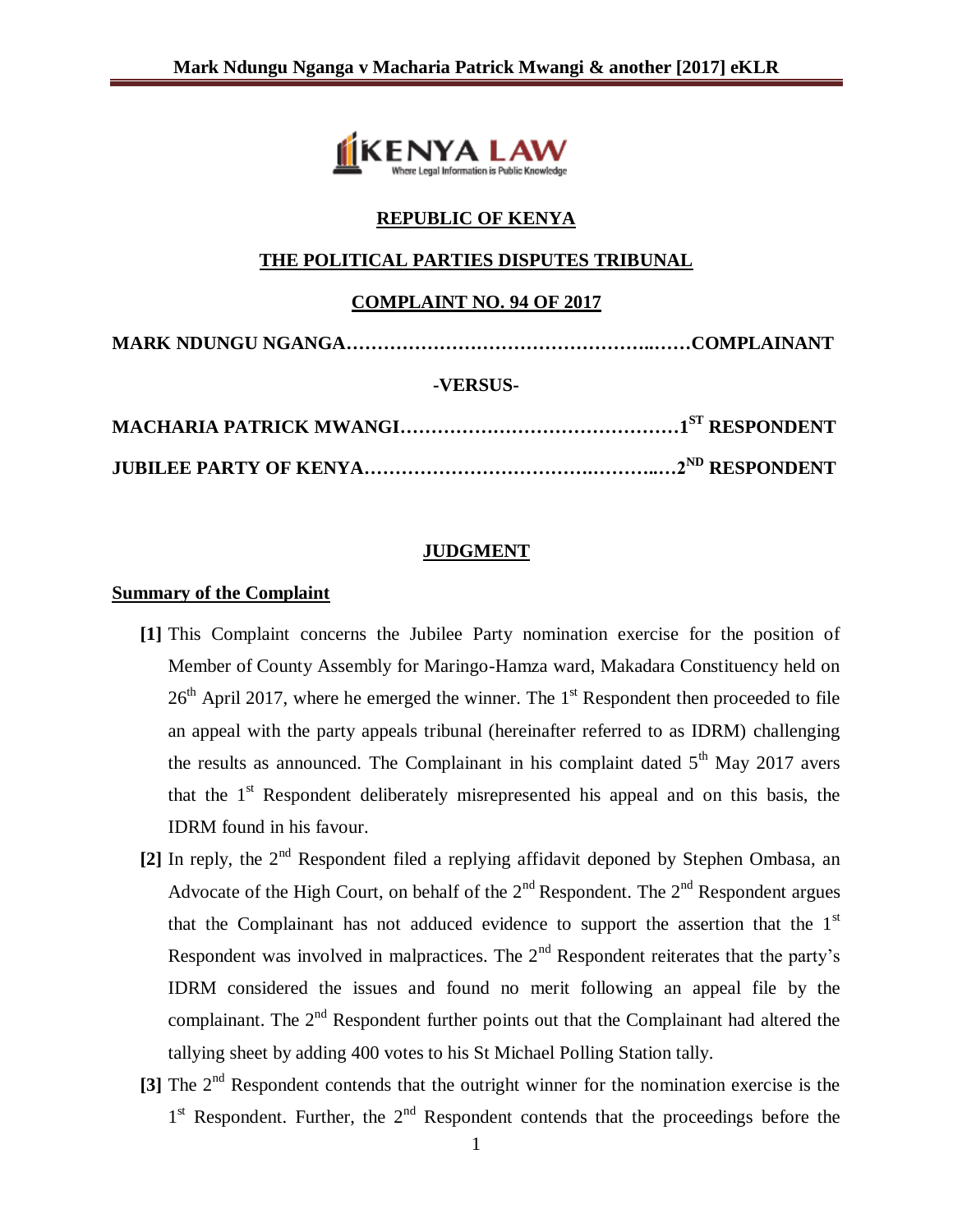**REPUBLIC OF KENYA**

**THE POLITICAL PARTIES DISPUTES TRIBUNAL**

**COMPLAINT NO. 94 OF 2017**

**MARK NDUNGU NGANGA………………………………………..……COMPLAINANT**

**-VERSUS-**

**MACHARIA PATRICK MWANGI………………………………………1ST RESPONDENT**

**JUBILEE PARTY OF KENYA………………………………….………..…2ND RESPONDENT**

**JUDGMENT**

**Summary of the Complaint**

**[1]** This Complaint concerns the Jubilee Party nomination exercise for the position of Member of County Assembly for Maringo-Hamza ward, Makadara Constituency held on 26th April 2017, where he emerged the winner. The 1st Respondent then proceeded to file an appeal with the party appeals tribunal (hereinafter referred to as IDRM) challenging the results as announced. The Complainant in his complaint dated 5th May 2017 avers that the 1st Respondent deliberately misrepresented his appeal and on this basis, the IDRM found in his favour.

**[2]** In reply, the 2nd Respondent filed a replying affidavit deponed by Stephen Ombasa, an Advocate of the High Court, on behalf of the 2nd Respondent. The 2nd Respondent argues that the Complainant has not adduced evidence to support the assertion that the 1st Respondent was involved in malpractices. The 2nd Respondent reiterates that the party's IDRM considered the issues and found no merit following an appeal file by the complainant. The 2nd Respondent further points out that the Complainant had altered the tallying sheet by adding 400 votes to his St Michael Polling Station tally.

**[3]** The 2nd Respondent contends that the outright winner for the nomination exercise is the 1st Respondent. Further, the 2nd Respondent contends that the proceedings before the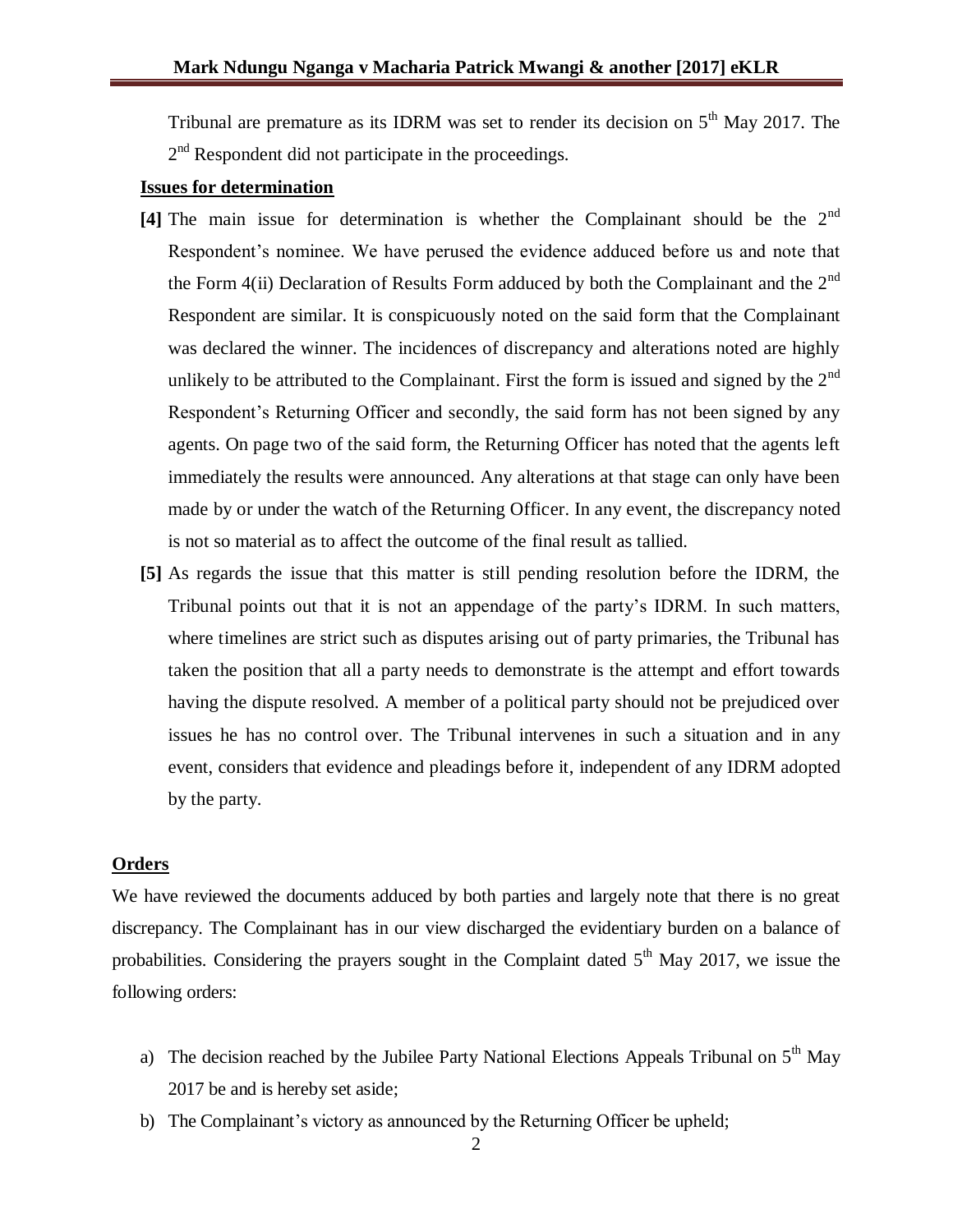Tribunal are premature as its IDRM was set to render its decision on 5th May 2017. The 2nd Respondent did not participate in the proceedings.

**Issues for determination**

**[4]** The main issue for determination is whether the Complainant should be the 2nd Respondent's nominee. We have perused the evidence adduced before us and note that the Form 4(ii) Declaration of Results Form adduced by both the Complainant and the 2nd Respondent are similar. It is conspicuously noted on the said form that the Complainant was declared the winner. The incidences of discrepancy and alterations noted are highly unlikely to be attributed to the Complainant. First the form is issued and signed by the 2nd Respondent's Returning Officer and secondly, the said form has not been signed by any agents. On page two of the said form, the Returning Officer has noted that the agents left immediately the results were announced. Any alterations at that stage can only have been made by or under the watch of the Returning Officer. In any event, the discrepancy noted is not so material as to affect the outcome of the final result as tallied.

**[5]** As regards the issue that this matter is still pending resolution before the IDRM, the Tribunal points out that it is not an appendage of the party's IDRM. In such matters, where timelines are strict such as disputes arising out of party primaries, the Tribunal has taken the position that all a party needs to demonstrate is the attempt and effort towards having the dispute resolved. A member of a political party should not be prejudiced over issues he has no control over. The Tribunal intervenes in such a situation and in any event, considers that evidence and pleadings before it, independent of any IDRM adopted by the party.

**Orders**

We have reviewed the documents adduced by both parties and largely note that there is no great discrepancy. The Complainant has in our view discharged the evidentiary burden on a balance of probabilities. Considering the prayers sought in the Complaint dated 5th May 2017, we issue the following orders:

a) The decision reached by the Jubilee Party National Elections Appeals Tribunal on 5th May 2017 be and is hereby set aside;

b) The Complainant's victory as announced by the Returning Officer be upheld;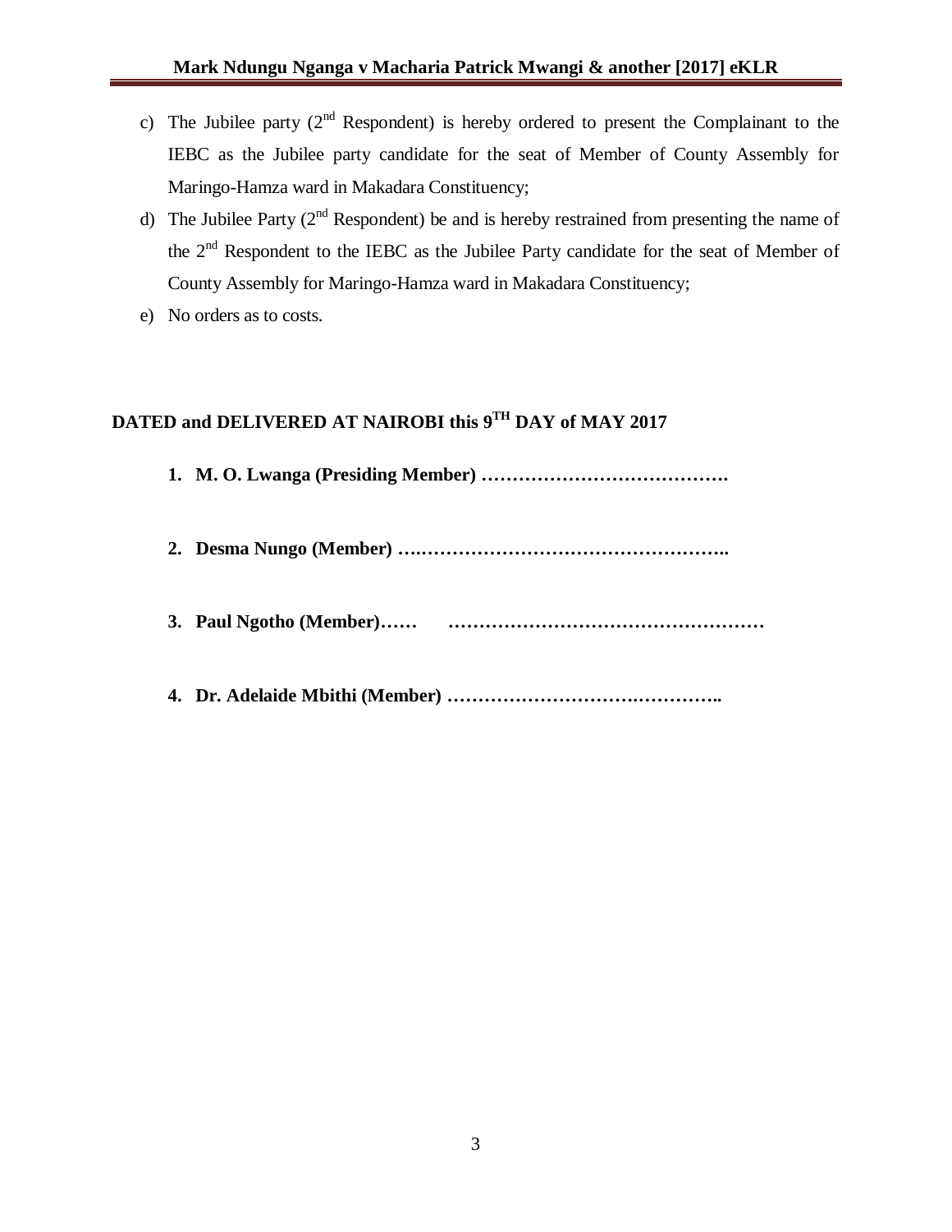c) The Jubilee party (2nd Respondent) is hereby ordered to present the Complainant to the IEBC as the Jubilee party candidate for the seat of Member of County Assembly for Maringo-Hamza ward in Makadara Constituency;

d) The Jubilee Party (2nd Respondent) be and is hereby restrained from presenting the name of the 2nd Respondent to the IEBC as the Jubilee Party candidate for the seat of Member of County Assembly for Maringo-Hamza ward in Makadara Constituency;

e) No orders as to costs.

**DATED and DELIVERED AT NAIROBI this 9TH DAY of MAY 2017**

1. **M. O. Lwanga (Presiding Member) ………………………………….**

2. **Desma Nungo (Member) ….…………………………………………..**

3. **Paul Ngotho (Member)……  ……………………………………………**

4. **Dr. Adelaide Mbithi (Member) ……………………….…………..**